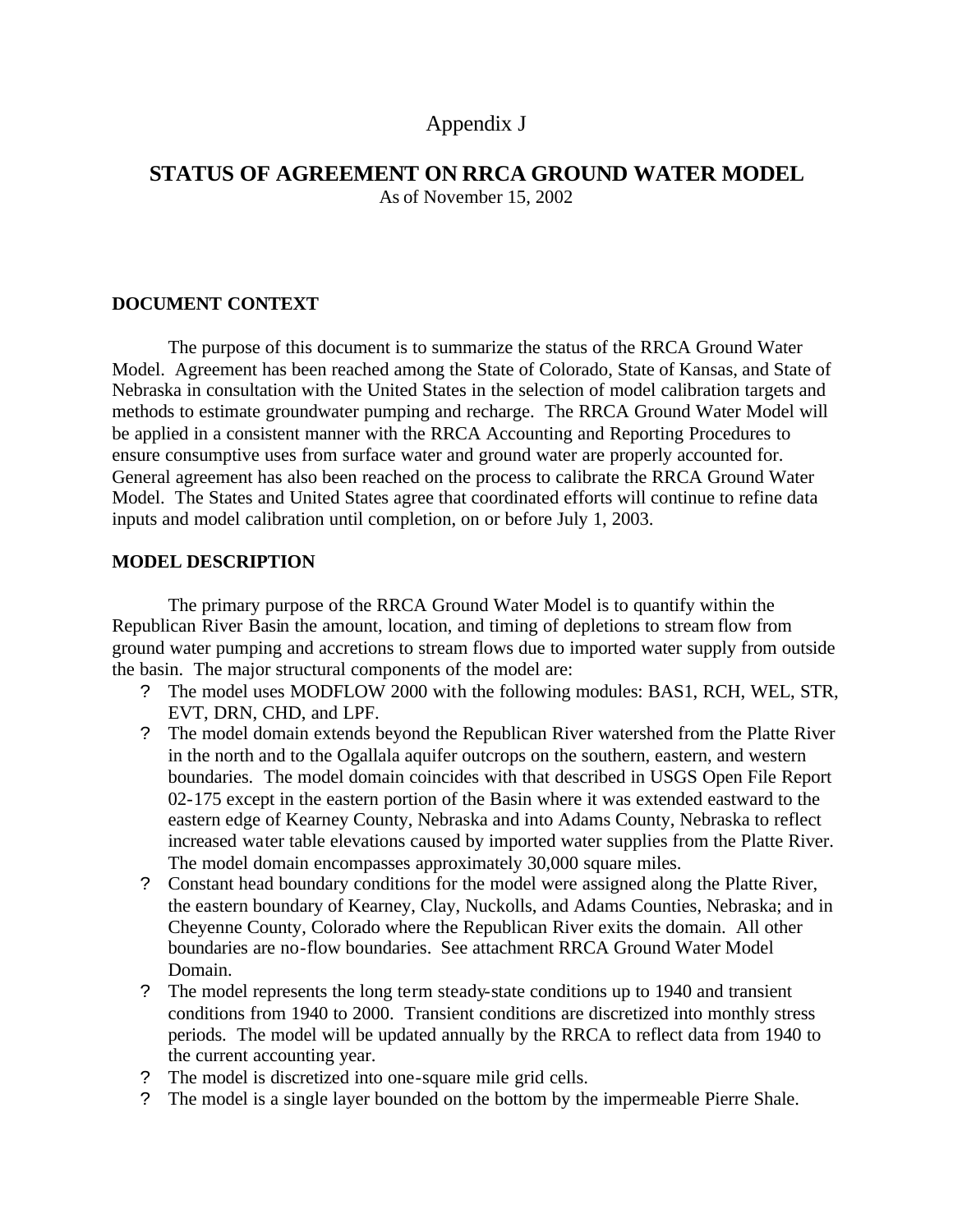# Appendix J

## STATUS OF AGREEMENT ON RRCA GROUND WATER MODEL

As of November 15, 2002

### DOCUMENT CONTEXT

The purpose of this document is to summarize the status of the RRCA Ground Water Model. Agreement has been reached among the State of Colorado, State of Kansas, and State of Nebraska in consultation with the United States in the selection of model calibration targets and methods to estimate groundwater pumping and recharge. The RRCA Ground Water Model will be applied in a consistent manner with the RRCA Accounting and Reporting Procedures to ensure consumptive uses from surface water and ground water are properly accounted for. General agreement has also been reached on the process to calibrate the RRCA Ground Water Model. The States and United States agree that coordinated efforts will continue to refine data inputs and model calibration until completion, on or before July 1, 2003.

### MODEL DESCRIPTION

The primary purpose of the RRCA Ground Water Model is to quantify within the Republican River Basin the amount, location, and timing of depletions to stream flow from ground water pumping and accretions to stream flows due to imported water supply from outside the basin. The major structural components of the model are:

- The model uses MODFLOW 2000 with the following modules: BAS1, RCH, WEL, STR, EVT, DRN, CHD, and LPF.
- The model domain extends beyond the Republican River watershed from the Platte River in the north and to the Ogallala aquifer outcrops on the southern, eastern, and western boundaries. The model domain coincides with that described in USGS Open File Report 02-175 except in the eastern portion of the Basin where it was extended eastward to the eastern edge of Kearney County, Nebraska and into Adams County, Nebraska to reflect increased water table elevations caused by imported water supplies from the Platte River. The model domain encompasses approximately 30,000 square miles.
- Constant head boundary conditions for the model were assigned along the Platte River, the eastern boundary of Kearney, Clay, Nuckolls, and Adams Counties, Nebraska; and in Cheyenne County, Colorado where the Republican River exits the domain. All other boundaries are no-flow boundaries. See attachment RRCA Ground Water Model Domain.
- The model represents the long term steady-state conditions up to 1940 and transient conditions from 1940 to 2000. Transient conditions are discretized into monthly stress periods. The model will be updated annually by the RRCA to reflect data from 1940 to the current accounting year.
- The model is discretized into one-square mile grid cells.
- The model is a single layer bounded on the bottom by the impermeable Pierre Shale.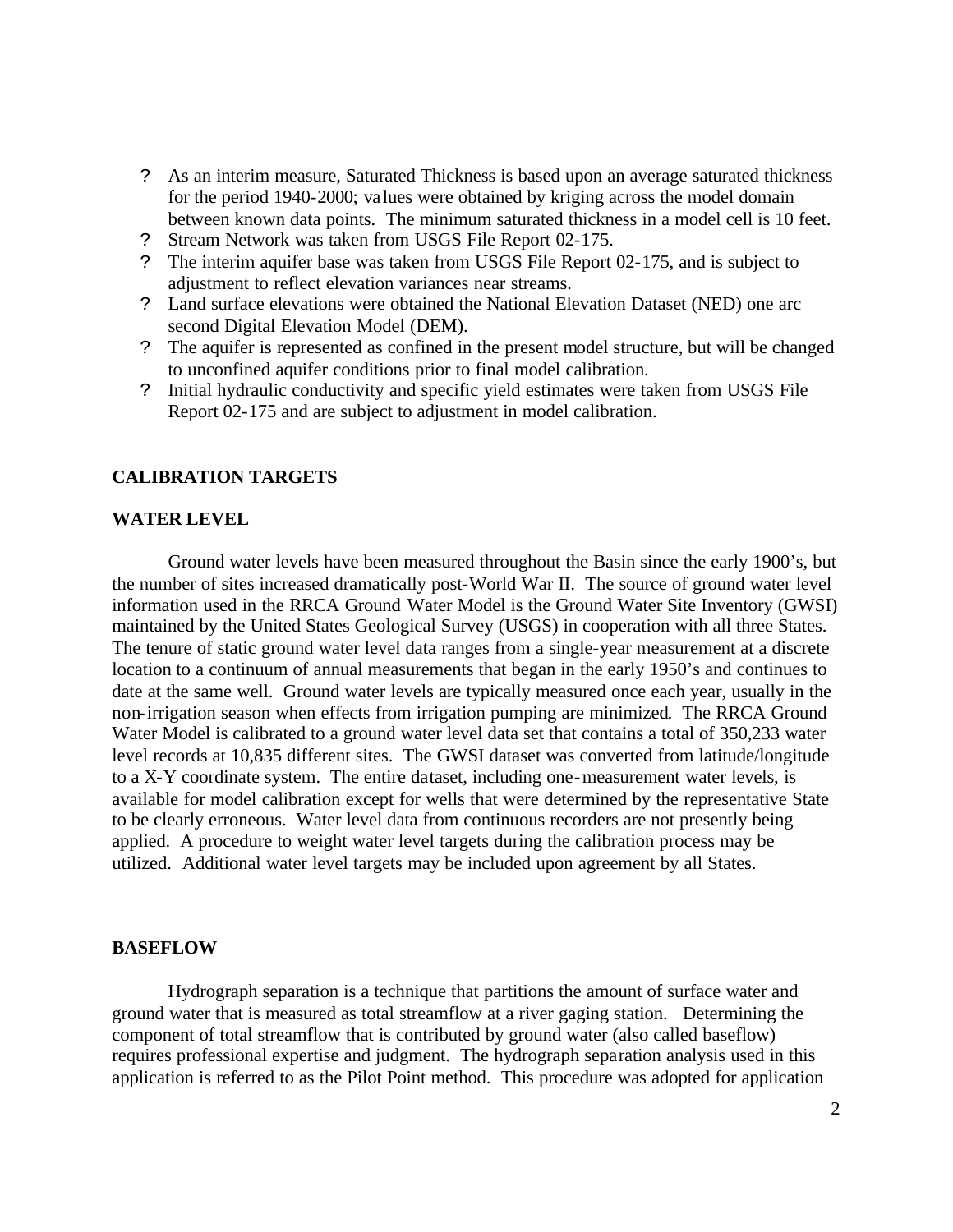- As an interim measure, Saturated Thickness is based upon an average saturated thickness for the period 1940-2000; values were obtained by kriging across the model domain between known data points. The minimum saturated thickness in a model cell is 10 feet.
- Stream Network was taken from USGS File Report 02-175.
- The interim aquifer base was taken from USGS File Report 02-175, and is subject to adjustment to reflect elevation variances near streams.
- Land surface elevations were obtained the National Elevation Dataset (NED) one arc second Digital Elevation Model (DEM).
- The aquifer is represented as confined in the present model structure, but will be changed to unconfined aquifer conditions prior to final model calibration.
- Initial hydraulic conductivity and specific yield estimates were taken from USGS File Report 02-175 and are subject to adjustment in model calibration.

## CALIBRATION TARGETS

### WATER LEVEL

Ground water levels have been measured throughout the Basin since the early 1900's, but the number of sites increased dramatically post-World War II. The source of ground water level information used in the RRCA Ground Water Model is the Ground Water Site Inventory (GWSI) maintained by the United States Geological Survey (USGS) in cooperation with all three States. The tenure of static ground water level data ranges from a single-year measurement at a discrete location to a continuum of annual measurements that began in the early 1950's and continues to date at the same well. Ground water levels are typically measured once each year, usually in the non-irrigation season when effects from irrigation pumping are minimized. The RRCA Ground Water Model is calibrated to a ground water level data set that contains a total of 350,233 water level records at 10,835 different sites. The GWSI dataset was converted from latitude/longitude to a X-Y coordinate system. The entire dataset, including one-measurement water levels, is available for model calibration except for wells that were determined by the representative State to be clearly erroneous. Water level data from continuous recorders are not presently being applied. A procedure to weight water level targets during the calibration process may be utilized. Additional water level targets may be included upon agreement by all States.

### BASEFLOW

Hydrograph separation is a technique that partitions the amount of surface water and ground water that is measured as total streamflow at a river gaging station. Determining the component of total streamflow that is contributed by ground water (also called baseflow) requires professional expertise and judgment. The hydrograph separation analysis used in this application is referred to as the Pilot Point method. This procedure was adopted for application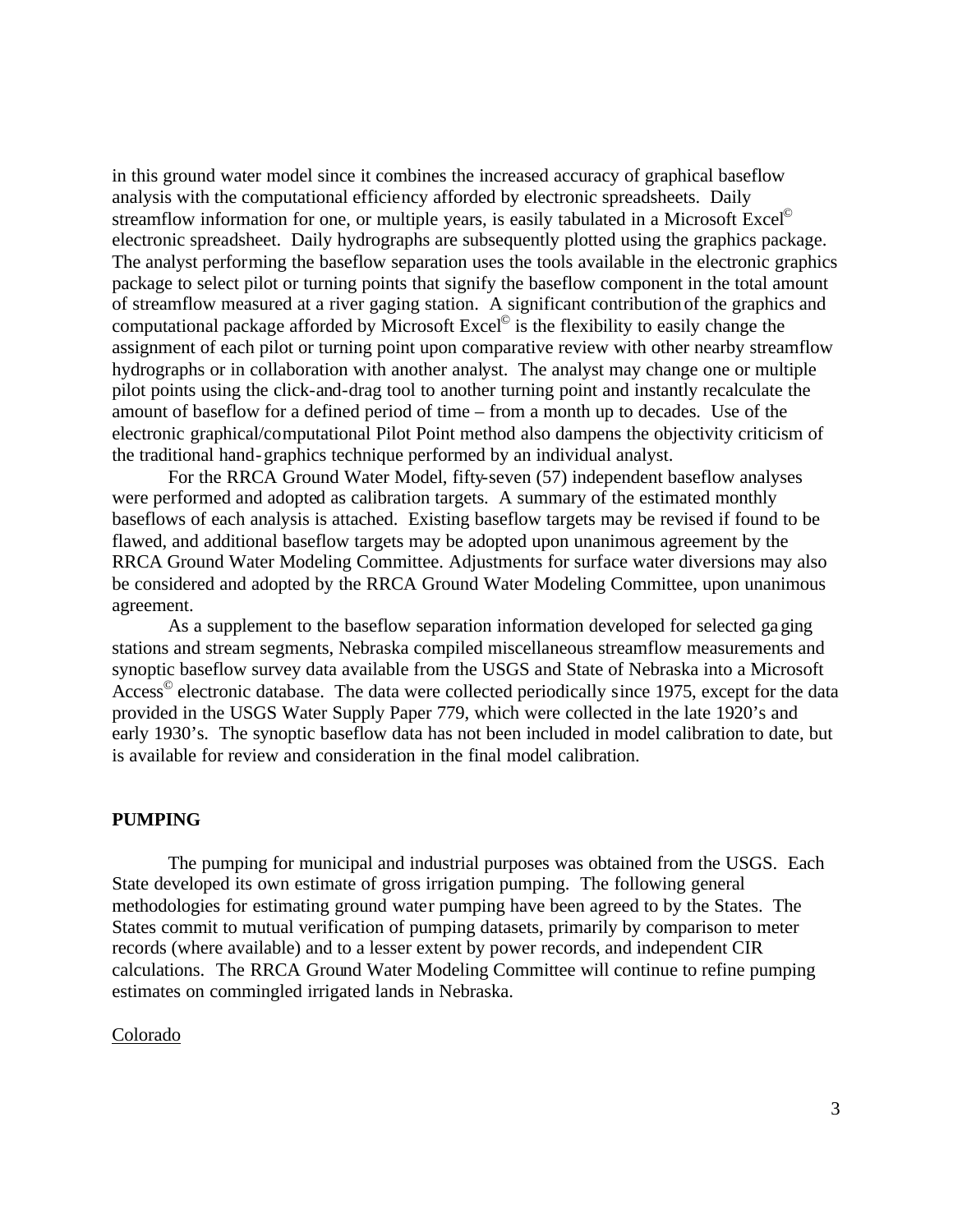in this ground water model since it combines the increased accuracy of graphical baseflow analysis with the computational efficiency afforded by electronic spreadsheets. Daily streamflow information for one, or multiple years, is easily tabulated in a Microsoft Excel© electronic spreadsheet. Daily hydrographs are subsequently plotted using the graphics package. The analyst performing the baseflow separation uses the tools available in the electronic graphics package to select pilot or turning points that signify the baseflow component in the total amount of streamflow measured at a river gaging station. A significant contribution of the graphics and computational package afforded by Microsoft Excel© is the flexibility to easily change the assignment of each pilot or turning point upon comparative review with other nearby streamflow hydrographs or in collaboration with another analyst. The analyst may change one or multiple pilot points using the click-and-drag tool to another turning point and instantly recalculate the amount of baseflow for a defined period of time – from a month up to decades. Use of the electronic graphical/computational Pilot Point method also dampens the objectivity criticism of the traditional hand-graphics technique performed by an individual analyst.

For the RRCA Ground Water Model, fifty-seven (57) independent baseflow analyses were performed and adopted as calibration targets. A summary of the estimated monthly baseflows of each analysis is attached. Existing baseflow targets may be revised if found to be flawed, and additional baseflow targets may be adopted upon unanimous agreement by the RRCA Ground Water Modeling Committee. Adjustments for surface water diversions may also be considered and adopted by the RRCA Ground Water Modeling Committee, upon unanimous agreement.

As a supplement to the baseflow separation information developed for selected gaging stations and stream segments, Nebraska compiled miscellaneous streamflow measurements and synoptic baseflow survey data available from the USGS and State of Nebraska into a Microsoft Access© electronic database. The data were collected periodically since 1975, except for the data provided in the USGS Water Supply Paper 779, which were collected in the late 1920's and early 1930's. The synoptic baseflow data has not been included in model calibration to date, but is available for review and consideration in the final model calibration.

## PUMPING

The pumping for municipal and industrial purposes was obtained from the USGS. Each State developed its own estimate of gross irrigation pumping. The following general methodologies for estimating ground water pumping have been agreed to by the States. The States commit to mutual verification of pumping datasets, primarily by comparison to meter records (where available) and to a lesser extent by power records, and independent CIR calculations. The RRCA Ground Water Modeling Committee will continue to refine pumping estimates on commingled irrigated lands in Nebraska.

### Colorado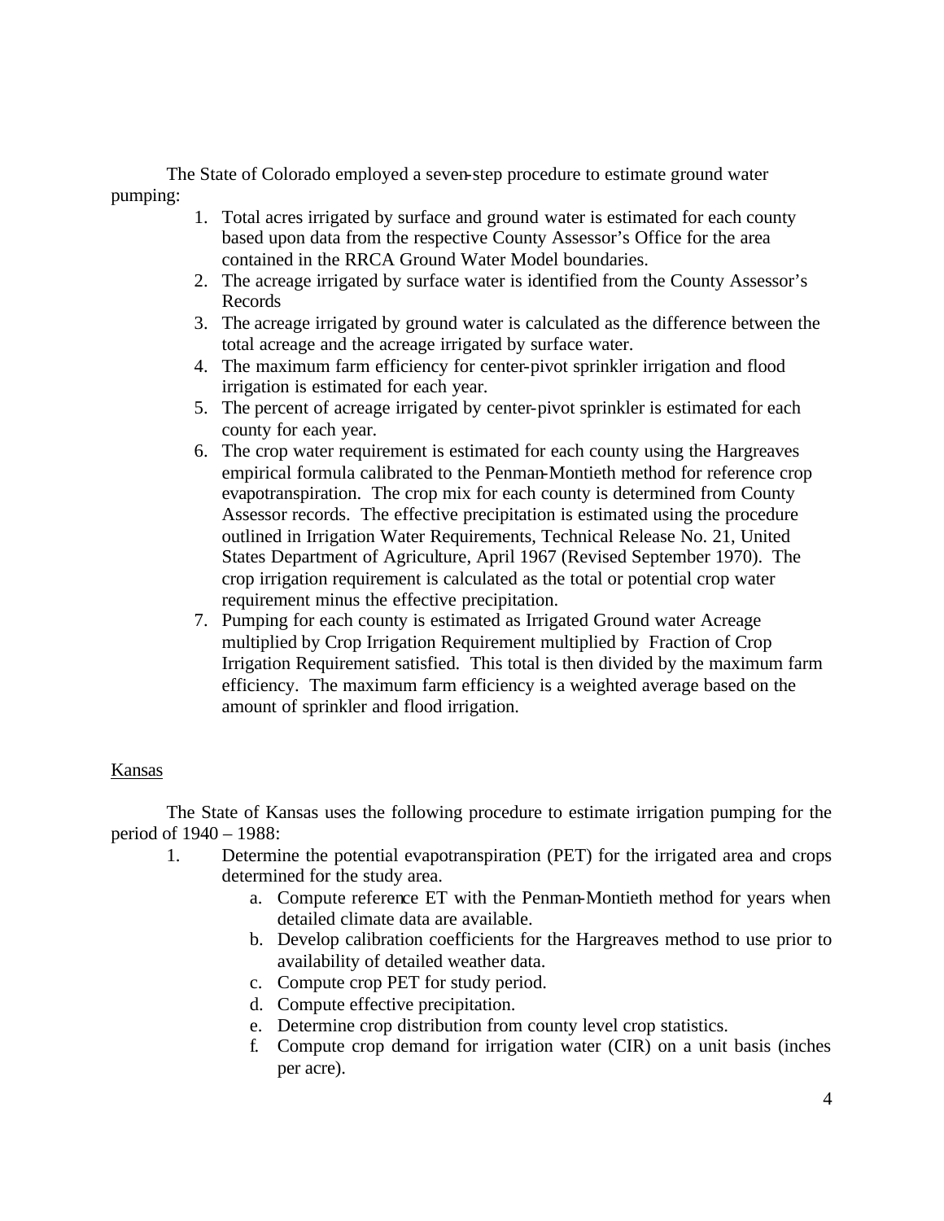The State of Colorado employed a seven-step procedure to estimate ground water pumping:

1. Total acres irrigated by surface and ground water is estimated for each county based upon data from the respective County Assessor's Office for the area contained in the RRCA Ground Water Model boundaries.
2. The acreage irrigated by surface water is identified from the County Assessor's Records
3. The acreage irrigated by ground water is calculated as the difference between the total acreage and the acreage irrigated by surface water.
4. The maximum farm efficiency for center-pivot sprinkler irrigation and flood irrigation is estimated for each year.
5. The percent of acreage irrigated by center-pivot sprinkler is estimated for each county for each year.
6. The crop water requirement is estimated for each county using the Hargreaves empirical formula calibrated to the Penman-Montieth method for reference crop evapotranspiration. The crop mix for each county is determined from County Assessor records. The effective precipitation is estimated using the procedure outlined in Irrigation Water Requirements, Technical Release No. 21, United States Department of Agriculture, April 1967 (Revised September 1970). The crop irrigation requirement is calculated as the total or potential crop water requirement minus the effective precipitation.
7. Pumping for each county is estimated as Irrigated Ground water Acreage multiplied by Crop Irrigation Requirement multiplied by Fraction of Crop Irrigation Requirement satisfied. This total is then divided by the maximum farm efficiency. The maximum farm efficiency is a weighted average based on the amount of sprinkler and flood irrigation.

<u>Kansas</u>

The State of Kansas uses the following procedure to estimate irrigation pumping for the period of 1940 – 1988:

1. Determine the potential evapotranspiration (PET) for the irrigated area and crops determined for the study area.
   a. Compute reference ET with the Penman-Montieth method for years when detailed climate data are available.
   b. Develop calibration coefficients for the Hargreaves method to use prior to availability of detailed weather data.
   c. Compute crop PET for study period.
   d. Compute effective precipitation.
   e. Determine crop distribution from county level crop statistics.
   f. Compute crop demand for irrigation water (CIR) on a unit basis (inches per acre).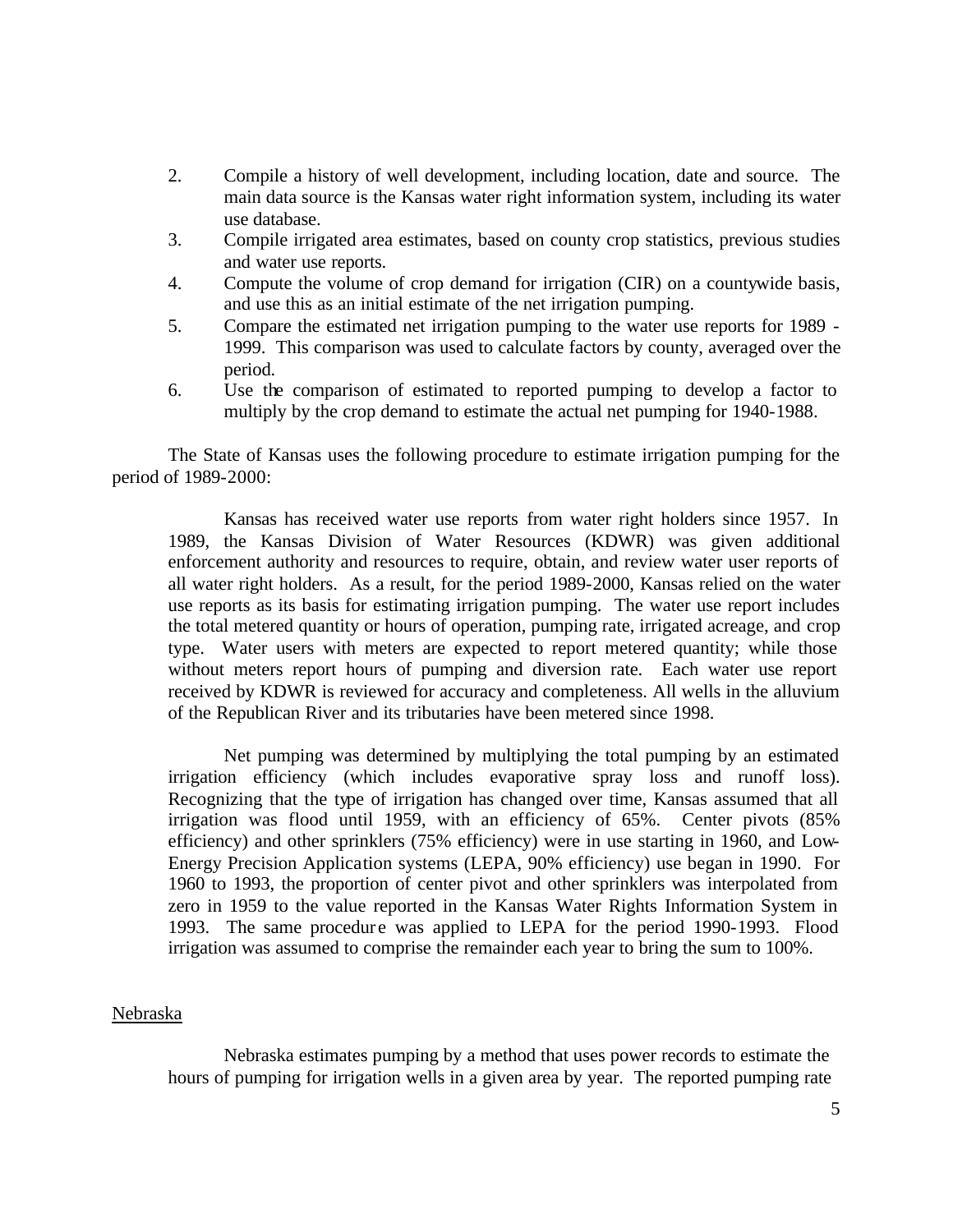2. Compile a history of well development, including location, date and source. The main data source is the Kansas water right information system, including its water use database.
3. Compile irrigated area estimates, based on county crop statistics, previous studies and water use reports.
4. Compute the volume of crop demand for irrigation (CIR) on a countywide basis, and use this as an initial estimate of the net irrigation pumping.
5. Compare the estimated net irrigation pumping to the water use reports for 1989 - 1999. This comparison was used to calculate factors by county, averaged over the period.
6. Use the comparison of estimated to reported pumping to develop a factor to multiply by the crop demand to estimate the actual net pumping for 1940-1988.

The State of Kansas uses the following procedure to estimate irrigation pumping for the period of 1989-2000:

> Kansas has received water use reports from water right holders since 1957. In 1989, the Kansas Division of Water Resources (KDWR) was given additional enforcement authority and resources to require, obtain, and review water user reports of all water right holders. As a result, for the period 1989-2000, Kansas relied on the water use reports as its basis for estimating irrigation pumping. The water use report includes the total metered quantity or hours of operation, pumping rate, irrigated acreage, and crop type. Water users with meters are expected to report metered quantity; while those without meters report hours of pumping and diversion rate. Each water use report received by KDWR is reviewed for accuracy and completeness. All wells in the alluvium of the Republican River and its tributaries have been metered since 1998.
>
> Net pumping was determined by multiplying the total pumping by an estimated irrigation efficiency (which includes evaporative spray loss and runoff loss). Recognizing that the type of irrigation has changed over time, Kansas assumed that all irrigation was flood until 1959, with an efficiency of 65%. Center pivots (85% efficiency) and other sprinklers (75% efficiency) were in use starting in 1960, and Low-Energy Precision Application systems (LEPA, 90% efficiency) use began in 1990. For 1960 to 1993, the proportion of center pivot and other sprinklers was interpolated from zero in 1959 to the value reported in the Kansas Water Rights Information System in 1993. The same procedure was applied to LEPA for the period 1990-1993. Flood irrigation was assumed to comprise the remainder each year to bring the sum to 100%.

Nebraska

Nebraska estimates pumping by a method that uses power records to estimate the hours of pumping for irrigation wells in a given area by year. The reported pumping rate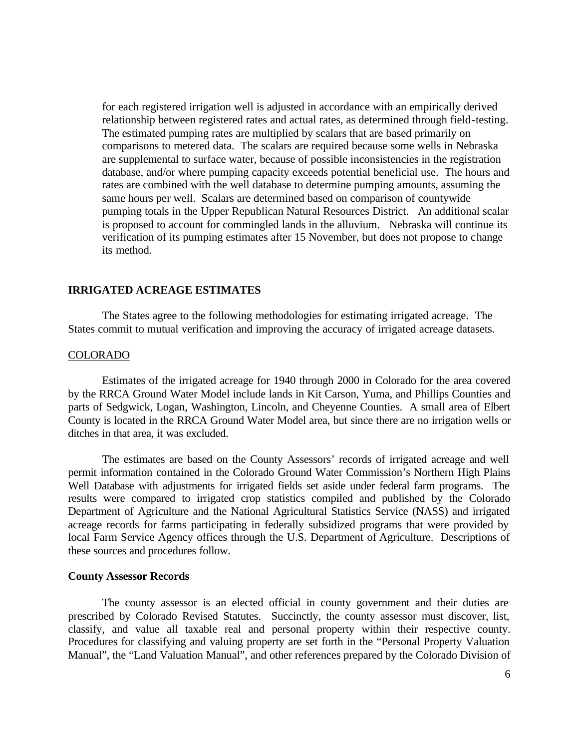for each registered irrigation well is adjusted in accordance with an empirically derived relationship between registered rates and actual rates, as determined through field-testing. The estimated pumping rates are multiplied by scalars that are based primarily on comparisons to metered data. The scalars are required because some wells in Nebraska are supplemental to surface water, because of possible inconsistencies in the registration database, and/or where pumping capacity exceeds potential beneficial use. The hours and rates are combined with the well database to determine pumping amounts, assuming the same hours per well. Scalars are determined based on comparison of countywide pumping totals in the Upper Republican Natural Resources District. An additional scalar is proposed to account for commingled lands in the alluvium. Nebraska will continue its verification of its pumping estimates after 15 November, but does not propose to change its method.

## IRRIGATED ACREAGE ESTIMATES

The States agree to the following methodologies for estimating irrigated acreage. The States commit to mutual verification and improving the accuracy of irrigated acreage datasets.

### COLORADO

Estimates of the irrigated acreage for 1940 through 2000 in Colorado for the area covered by the RRCA Ground Water Model include lands in Kit Carson, Yuma, and Phillips Counties and parts of Sedgwick, Logan, Washington, Lincoln, and Cheyenne Counties. A small area of Elbert County is located in the RRCA Ground Water Model area, but since there are no irrigation wells or ditches in that area, it was excluded.

The estimates are based on the County Assessors' records of irrigated acreage and well permit information contained in the Colorado Ground Water Commission's Northern High Plains Well Database with adjustments for irrigated fields set aside under federal farm programs. The results were compared to irrigated crop statistics compiled and published by the Colorado Department of Agriculture and the National Agricultural Statistics Service (NASS) and irrigated acreage records for farms participating in federally subsidized programs that were provided by local Farm Service Agency offices through the U.S. Department of Agriculture. Descriptions of these sources and procedures follow.

#### County Assessor Records

The county assessor is an elected official in county government and their duties are prescribed by Colorado Revised Statutes. Succinctly, the county assessor must discover, list, classify, and value all taxable real and personal property within their respective county. Procedures for classifying and valuing property are set forth in the "Personal Property Valuation Manual", the "Land Valuation Manual", and other references prepared by the Colorado Division of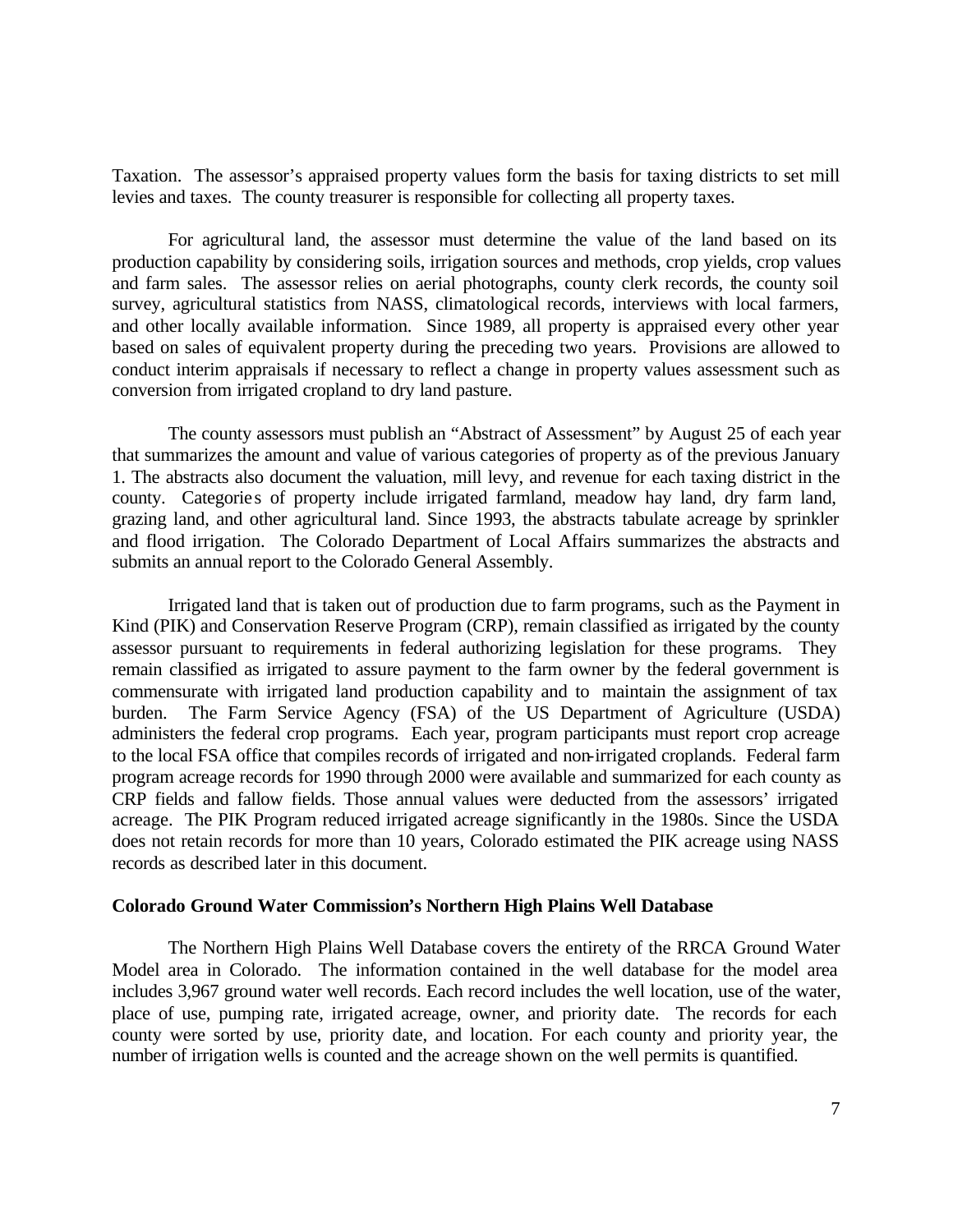Taxation. The assessor's appraised property values form the basis for taxing districts to set mill levies and taxes. The county treasurer is responsible for collecting all property taxes.

For agricultural land, the assessor must determine the value of the land based on its production capability by considering soils, irrigation sources and methods, crop yields, crop values and farm sales. The assessor relies on aerial photographs, county clerk records, the county soil survey, agricultural statistics from NASS, climatological records, interviews with local farmers, and other locally available information. Since 1989, all property is appraised every other year based on sales of equivalent property during the preceding two years. Provisions are allowed to conduct interim appraisals if necessary to reflect a change in property values assessment such as conversion from irrigated cropland to dry land pasture.

The county assessors must publish an "Abstract of Assessment" by August 25 of each year that summarizes the amount and value of various categories of property as of the previous January 1. The abstracts also document the valuation, mill levy, and revenue for each taxing district in the county. Categories of property include irrigated farmland, meadow hay land, dry farm land, grazing land, and other agricultural land. Since 1993, the abstracts tabulate acreage by sprinkler and flood irrigation. The Colorado Department of Local Affairs summarizes the abstracts and submits an annual report to the Colorado General Assembly.

Irrigated land that is taken out of production due to farm programs, such as the Payment in Kind (PIK) and Conservation Reserve Program (CRP), remain classified as irrigated by the county assessor pursuant to requirements in federal authorizing legislation for these programs. They remain classified as irrigated to assure payment to the farm owner by the federal government is commensurate with irrigated land production capability and to maintain the assignment of tax burden. The Farm Service Agency (FSA) of the US Department of Agriculture (USDA) administers the federal crop programs. Each year, program participants must report crop acreage to the local FSA office that compiles records of irrigated and non-irrigated croplands. Federal farm program acreage records for 1990 through 2000 were available and summarized for each county as CRP fields and fallow fields. Those annual values were deducted from the assessors' irrigated acreage. The PIK Program reduced irrigated acreage significantly in the 1980s. Since the USDA does not retain records for more than 10 years, Colorado estimated the PIK acreage using NASS records as described later in this document.

**Colorado Ground Water Commission's Northern High Plains Well Database**

The Northern High Plains Well Database covers the entirety of the RRCA Ground Water Model area in Colorado. The information contained in the well database for the model area includes 3,967 ground water well records. Each record includes the well location, use of the water, place of use, pumping rate, irrigated acreage, owner, and priority date. The records for each county were sorted by use, priority date, and location. For each county and priority year, the number of irrigation wells is counted and the acreage shown on the well permits is quantified.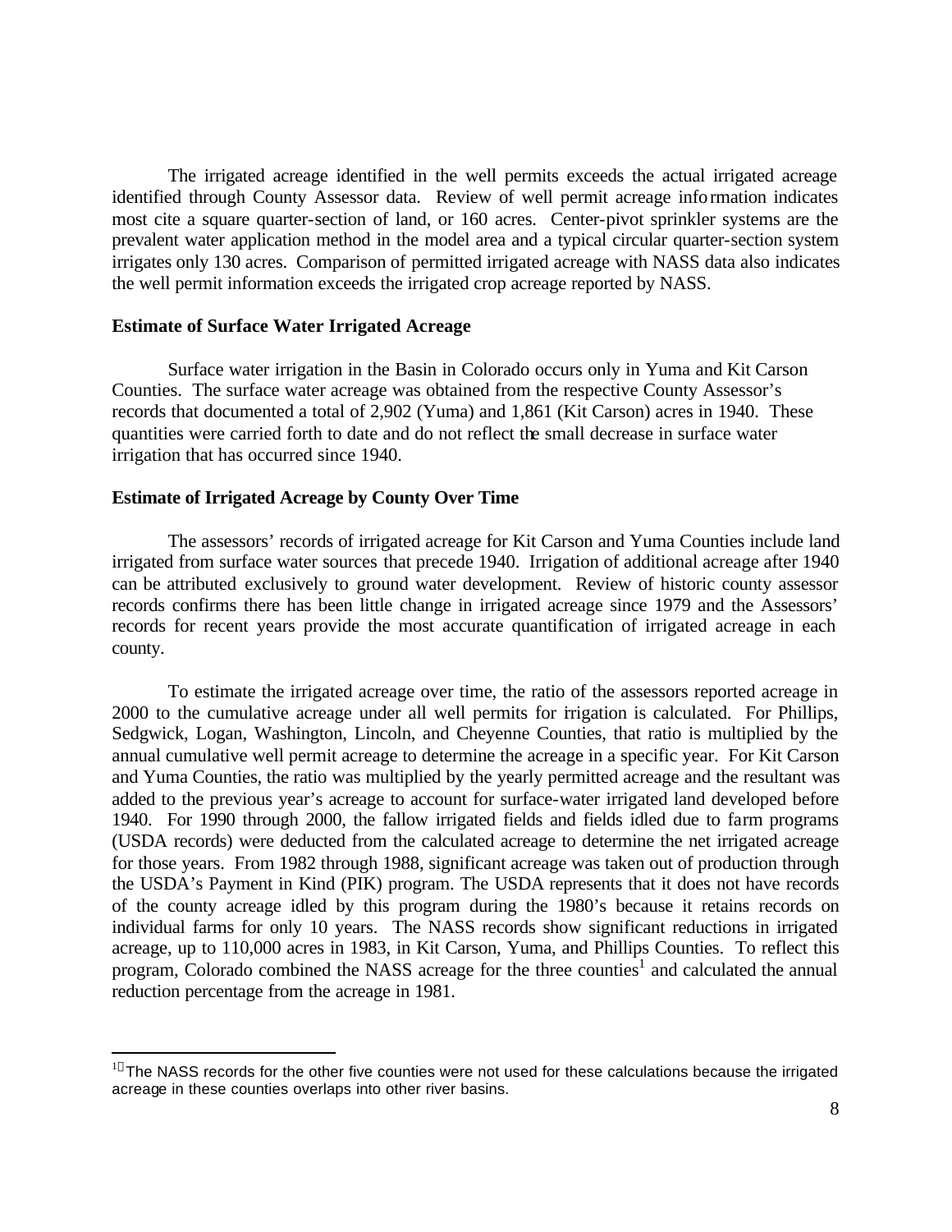The irrigated acreage identified in the well permits exceeds the actual irrigated acreage identified through County Assessor data. Review of well permit acreage information indicates most cite a square quarter-section of land, or 160 acres. Center-pivot sprinkler systems are the prevalent water application method in the model area and a typical circular quarter-section system irrigates only 130 acres. Comparison of permitted irrigated acreage with NASS data also indicates the well permit information exceeds the irrigated crop acreage reported by NASS.

### Estimate of Surface Water Irrigated Acreage

Surface water irrigation in the Basin in Colorado occurs only in Yuma and Kit Carson Counties. The surface water acreage was obtained from the respective County Assessor's records that documented a total of 2,902 (Yuma) and 1,861 (Kit Carson) acres in 1940. These quantities were carried forth to date and do not reflect the small decrease in surface water irrigation that has occurred since 1940.

### Estimate of Irrigated Acreage by County Over Time

The assessors' records of irrigated acreage for Kit Carson and Yuma Counties include land irrigated from surface water sources that precede 1940. Irrigation of additional acreage after 1940 can be attributed exclusively to ground water development. Review of historic county assessor records confirms there has been little change in irrigated acreage since 1979 and the Assessors' records for recent years provide the most accurate quantification of irrigated acreage in each county.

To estimate the irrigated acreage over time, the ratio of the assessors reported acreage in 2000 to the cumulative acreage under all well permits for irrigation is calculated. For Phillips, Sedgwick, Logan, Washington, Lincoln, and Cheyenne Counties, that ratio is multiplied by the annual cumulative well permit acreage to determine the acreage in a specific year. For Kit Carson and Yuma Counties, the ratio was multiplied by the yearly permitted acreage and the resultant was added to the previous year's acreage to account for surface-water irrigated land developed before 1940. For 1990 through 2000, the fallow irrigated fields and fields idled due to farm programs (USDA records) were deducted from the calculated acreage to determine the net irrigated acreage for those years. From 1982 through 1988, significant acreage was taken out of production through the USDA's Payment in Kind (PIK) program. The USDA represents that it does not have records of the county acreage idled by this program during the 1980's because it retains records on individual farms for only 10 years. The NASS records show significant reductions in irrigated acreage, up to 110,000 acres in 1983, in Kit Carson, Yuma, and Phillips Counties. To reflect this program, Colorado combined the NASS acreage for the three counties[1] and calculated the annual reduction percentage from the acreage in 1981.

---

[1] The NASS records for the other five counties were not used for these calculations because the irrigated acreage in these counties overlaps into other river basins.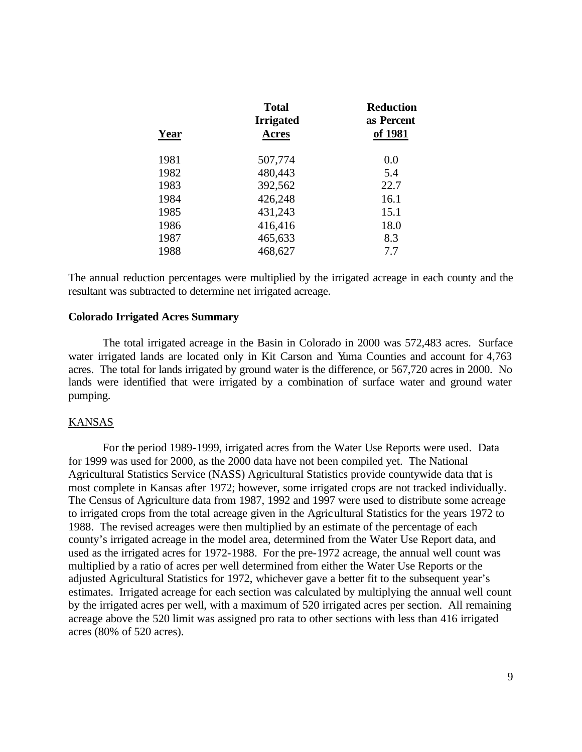| Year | Total Irrigated Acres | Reduction as Percent of 1981 |
|---|---|---|
| 1981 | 507,774 | 0.0 |
| 1982 | 480,443 | 5.4 |
| 1983 | 392,562 | 22.7 |
| 1984 | 426,248 | 16.1 |
| 1985 | 431,243 | 15.1 |
| 1986 | 416,416 | 18.0 |
| 1987 | 465,633 | 8.3 |
| 1988 | 468,627 | 7.7 |

The annual reduction percentages were multiplied by the irrigated acreage in each county and the resultant was subtracted to determine net irrigated acreage.

**Colorado Irrigated Acres Summary**

The total irrigated acreage in the Basin in Colorado in 2000 was 572,483 acres. Surface water irrigated lands are located only in Kit Carson and Yuma Counties and account for 4,763 acres. The total for lands irrigated by ground water is the difference, or 567,720 acres in 2000. No lands were identified that were irrigated by a combination of surface water and ground water pumping.

KANSAS

For the period 1989-1999, irrigated acres from the Water Use Reports were used. Data for 1999 was used for 2000, as the 2000 data have not been compiled yet. The National Agricultural Statistics Service (NASS) Agricultural Statistics provide countywide data that is most complete in Kansas after 1972; however, some irrigated crops are not tracked individually. The Census of Agriculture data from 1987, 1992 and 1997 were used to distribute some acreage to irrigated crops from the total acreage given in the Agricultural Statistics for the years 1972 to 1988. The revised acreages were then multiplied by an estimate of the percentage of each county's irrigated acreage in the model area, determined from the Water Use Report data, and used as the irrigated acres for 1972-1988. For the pre-1972 acreage, the annual well count was multiplied by a ratio of acres per well determined from either the Water Use Reports or the adjusted Agricultural Statistics for 1972, whichever gave a better fit to the subsequent year's estimates. Irrigated acreage for each section was calculated by multiplying the annual well count by the irrigated acres per well, with a maximum of 520 irrigated acres per section. All remaining acreage above the 520 limit was assigned pro rata to other sections with less than 416 irrigated acres (80% of 520 acres).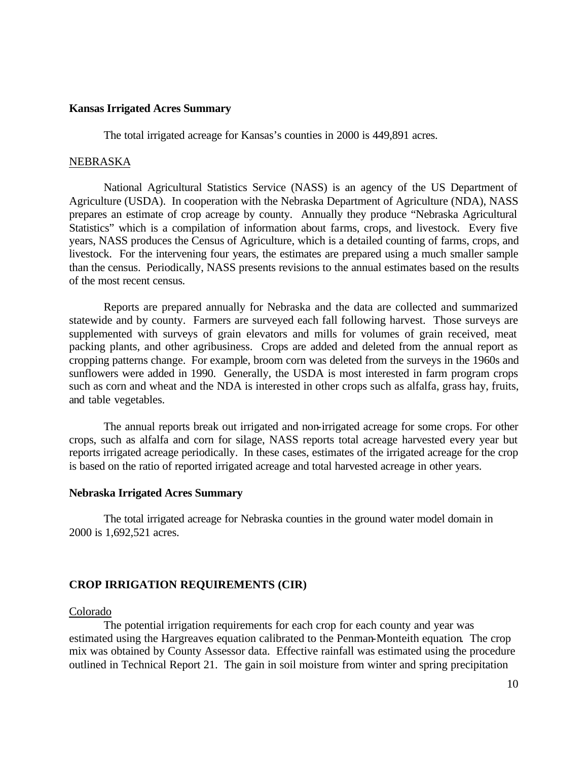**Kansas Irrigated Acres Summary**

The total irrigated acreage for Kansas's counties in 2000 is 449,891 acres.

NEBRASKA

National Agricultural Statistics Service (NASS) is an agency of the US Department of Agriculture (USDA). In cooperation with the Nebraska Department of Agriculture (NDA), NASS prepares an estimate of crop acreage by county. Annually they produce "Nebraska Agricultural Statistics" which is a compilation of information about farms, crops, and livestock. Every five years, NASS produces the Census of Agriculture, which is a detailed counting of farms, crops, and livestock. For the intervening four years, the estimates are prepared using a much smaller sample than the census. Periodically, NASS presents revisions to the annual estimates based on the results of the most recent census.

Reports are prepared annually for Nebraska and the data are collected and summarized statewide and by county. Farmers are surveyed each fall following harvest. Those surveys are supplemented with surveys of grain elevators and mills for volumes of grain received, meat packing plants, and other agribusiness. Crops are added and deleted from the annual report as cropping patterns change. For example, broom corn was deleted from the surveys in the 1960s and sunflowers were added in 1990. Generally, the USDA is most interested in farm program crops such as corn and wheat and the NDA is interested in other crops such as alfalfa, grass hay, fruits, and table vegetables.

The annual reports break out irrigated and non-irrigated acreage for some crops. For other crops, such as alfalfa and corn for silage, NASS reports total acreage harvested every year but reports irrigated acreage periodically. In these cases, estimates of the irrigated acreage for the crop is based on the ratio of reported irrigated acreage and total harvested acreage in other years.

**Nebraska Irrigated Acres Summary**

The total irrigated acreage for Nebraska counties in the ground water model domain in 2000 is 1,692,521 acres.

**CROP IRRIGATION REQUIREMENTS (CIR)**

Colorado

The potential irrigation requirements for each crop for each county and year was estimated using the Hargreaves equation calibrated to the Penman-Monteith equation. The crop mix was obtained by County Assessor data. Effective rainfall was estimated using the procedure outlined in Technical Report 21. The gain in soil moisture from winter and spring precipitation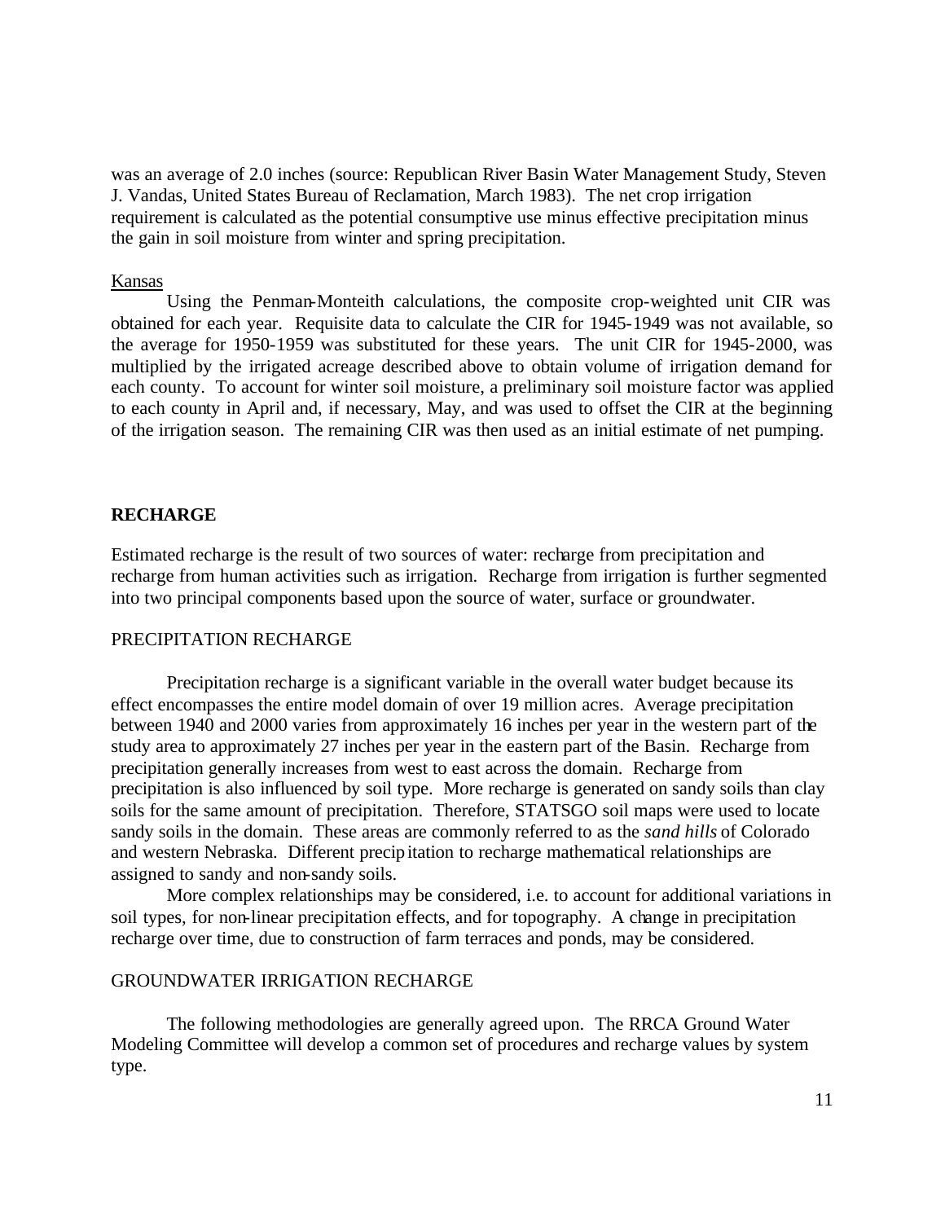was an average of 2.0 inches (source: Republican River Basin Water Management Study, Steven J. Vandas, United States Bureau of Reclamation, March 1983). The net crop irrigation requirement is calculated as the potential consumptive use minus effective precipitation minus the gain in soil moisture from winter and spring precipitation.

Kansas

Using the Penman-Monteith calculations, the composite crop-weighted unit CIR was obtained for each year. Requisite data to calculate the CIR for 1945-1949 was not available, so the average for 1950-1959 was substituted for these years. The unit CIR for 1945-2000, was multiplied by the irrigated acreage described above to obtain volume of irrigation demand for each county. To account for winter soil moisture, a preliminary soil moisture factor was applied to each county in April and, if necessary, May, and was used to offset the CIR at the beginning of the irrigation season. The remaining CIR was then used as an initial estimate of net pumping.

## RECHARGE

Estimated recharge is the result of two sources of water: recharge from precipitation and recharge from human activities such as irrigation. Recharge from irrigation is further segmented into two principal components based upon the source of water, surface or groundwater.

### PRECIPITATION RECHARGE

Precipitation recharge is a significant variable in the overall water budget because its effect encompasses the entire model domain of over 19 million acres. Average precipitation between 1940 and 2000 varies from approximately 16 inches per year in the western part of the study area to approximately 27 inches per year in the eastern part of the Basin. Recharge from precipitation generally increases from west to east across the domain. Recharge from precipitation is also influenced by soil type. More recharge is generated on sandy soils than clay soils for the same amount of precipitation. Therefore, STATSGO soil maps were used to locate sandy soils in the domain. These areas are commonly referred to as the *sand hills* of Colorado and western Nebraska. Different precipitation to recharge mathematical relationships are assigned to sandy and non-sandy soils.

More complex relationships may be considered, i.e. to account for additional variations in soil types, for non-linear precipitation effects, and for topography. A change in precipitation recharge over time, due to construction of farm terraces and ponds, may be considered.

### GROUNDWATER IRRIGATION RECHARGE

The following methodologies are generally agreed upon. The RRCA Ground Water Modeling Committee will develop a common set of procedures and recharge values by system type.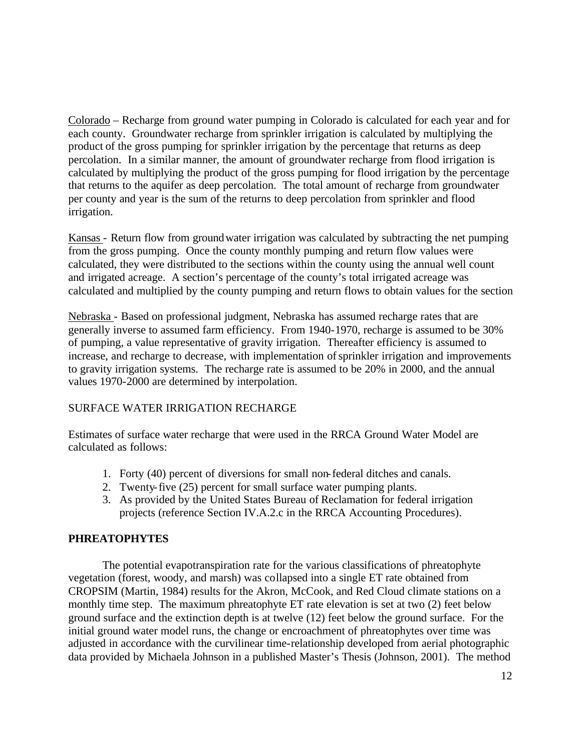<u>Colorado</u> – Recharge from ground water pumping in Colorado is calculated for each year and for each county. Groundwater recharge from sprinkler irrigation is calculated by multiplying the product of the gross pumping for sprinkler irrigation by the percentage that returns as deep percolation. In a similar manner, the amount of groundwater recharge from flood irrigation is calculated by multiplying the product of the gross pumping for flood irrigation by the percentage that returns to the aquifer as deep percolation. The total amount of recharge from groundwater per county and year is the sum of the returns to deep percolation from sprinkler and flood irrigation.

<u>Kansas</u> - Return flow from groundwater irrigation was calculated by subtracting the net pumping from the gross pumping. Once the county monthly pumping and return flow values were calculated, they were distributed to the sections within the county using the annual well count and irrigated acreage. A section's percentage of the county's total irrigated acreage was calculated and multiplied by the county pumping and return flows to obtain values for the section

<u>Nebraska</u> - Based on professional judgment, Nebraska has assumed recharge rates that are generally inverse to assumed farm efficiency. From 1940-1970, recharge is assumed to be 30% of pumping, a value representative of gravity irrigation. Thereafter efficiency is assumed to increase, and recharge to decrease, with implementation of sprinkler irrigation and improvements to gravity irrigation systems. The recharge rate is assumed to be 20% in 2000, and the annual values 1970-2000 are determined by interpolation.

SURFACE WATER IRRIGATION RECHARGE

Estimates of surface water recharge that were used in the RRCA Ground Water Model are calculated as follows:

1. Forty (40) percent of diversions for small non-federal ditches and canals.
2. Twenty-five (25) percent for small surface water pumping plants.
3. As provided by the United States Bureau of Reclamation for federal irrigation projects (reference Section IV.A.2.c in the RRCA Accounting Procedures).

**PHREATOPHYTES**

The potential evapotranspiration rate for the various classifications of phreatophyte vegetation (forest, woody, and marsh) was collapsed into a single ET rate obtained from CROPSIM (Martin, 1984) results for the Akron, McCook, and Red Cloud climate stations on a monthly time step. The maximum phreatophyte ET rate elevation is set at two (2) feet below ground surface and the extinction depth is at twelve (12) feet below the ground surface. For the initial ground water model runs, the change or encroachment of phreatophytes over time was adjusted in accordance with the curvilinear time-relationship developed from aerial photographic data provided by Michaela Johnson in a published Master's Thesis (Johnson, 2001). The method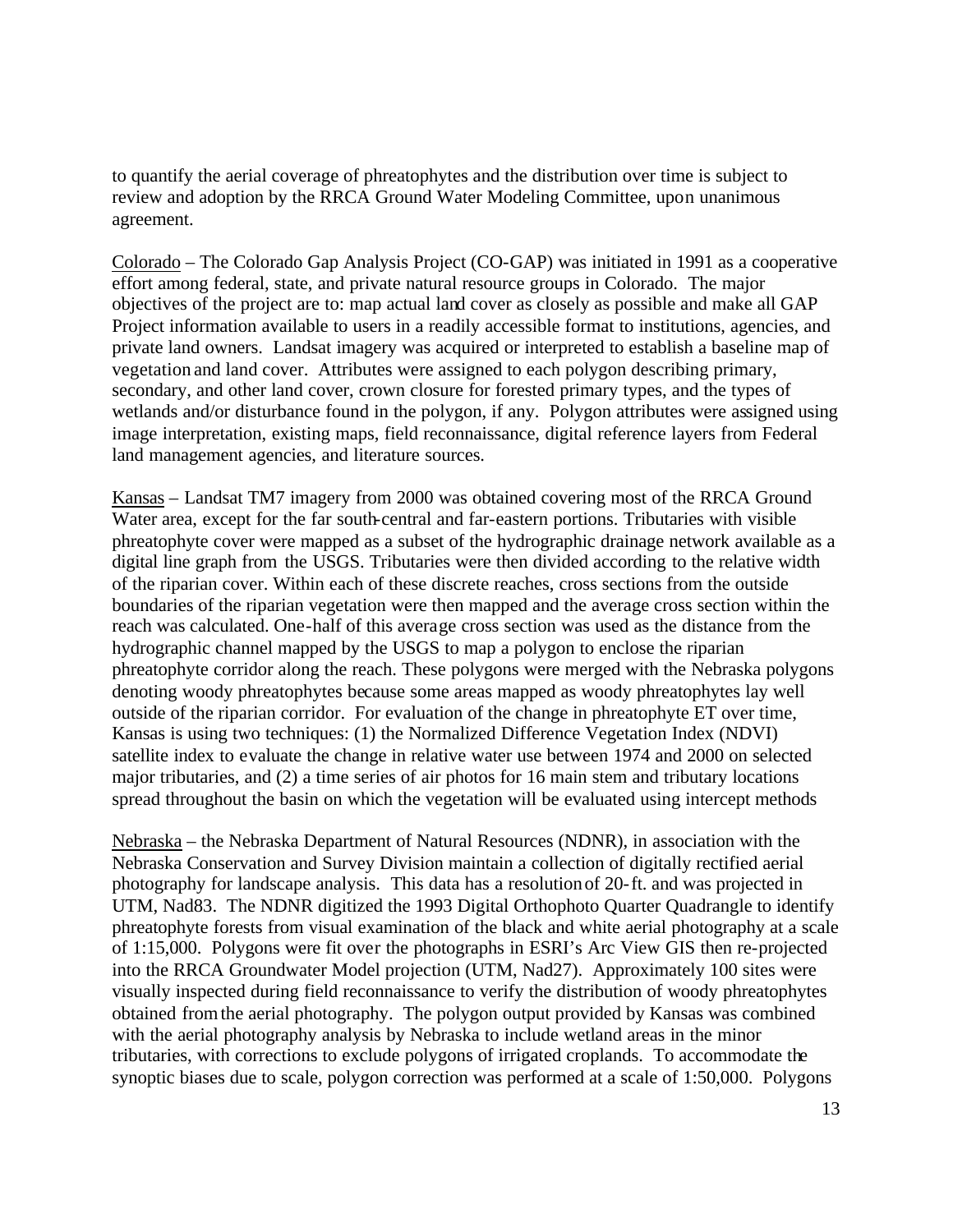to quantify the aerial coverage of phreatophytes and the distribution over time is subject to review and adoption by the RRCA Ground Water Modeling Committee, upon unanimous agreement.

Colorado – The Colorado Gap Analysis Project (CO-GAP) was initiated in 1991 as a cooperative effort among federal, state, and private natural resource groups in Colorado. The major objectives of the project are to: map actual land cover as closely as possible and make all GAP Project information available to users in a readily accessible format to institutions, agencies, and private land owners. Landsat imagery was acquired or interpreted to establish a baseline map of vegetation and land cover. Attributes were assigned to each polygon describing primary, secondary, and other land cover, crown closure for forested primary types, and the types of wetlands and/or disturbance found in the polygon, if any. Polygon attributes were assigned using image interpretation, existing maps, field reconnaissance, digital reference layers from Federal land management agencies, and literature sources.

Kansas – Landsat TM7 imagery from 2000 was obtained covering most of the RRCA Ground Water area, except for the far south-central and far-eastern portions. Tributaries with visible phreatophyte cover were mapped as a subset of the hydrographic drainage network available as a digital line graph from the USGS. Tributaries were then divided according to the relative width of the riparian cover. Within each of these discrete reaches, cross sections from the outside boundaries of the riparian vegetation were then mapped and the average cross section within the reach was calculated. One-half of this average cross section was used as the distance from the hydrographic channel mapped by the USGS to map a polygon to enclose the riparian phreatophyte corridor along the reach. These polygons were merged with the Nebraska polygons denoting woody phreatophytes because some areas mapped as woody phreatophytes lay well outside of the riparian corridor. For evaluation of the change in phreatophyte ET over time, Kansas is using two techniques: (1) the Normalized Difference Vegetation Index (NDVI) satellite index to evaluate the change in relative water use between 1974 and 2000 on selected major tributaries, and (2) a time series of air photos for 16 main stem and tributary locations spread throughout the basin on which the vegetation will be evaluated using intercept methods

Nebraska – the Nebraska Department of Natural Resources (NDNR), in association with the Nebraska Conservation and Survey Division maintain a collection of digitally rectified aerial photography for landscape analysis. This data has a resolution of 20-ft. and was projected in UTM, Nad83. The NDNR digitized the 1993 Digital Orthophoto Quarter Quadrangle to identify phreatophyte forests from visual examination of the black and white aerial photography at a scale of 1:15,000. Polygons were fit over the photographs in ESRI's Arc View GIS then re-projected into the RRCA Groundwater Model projection (UTM, Nad27). Approximately 100 sites were visually inspected during field reconnaissance to verify the distribution of woody phreatophytes obtained from the aerial photography. The polygon output provided by Kansas was combined with the aerial photography analysis by Nebraska to include wetland areas in the minor tributaries, with corrections to exclude polygons of irrigated croplands. To accommodate the synoptic biases due to scale, polygon correction was performed at a scale of 1:50,000. Polygons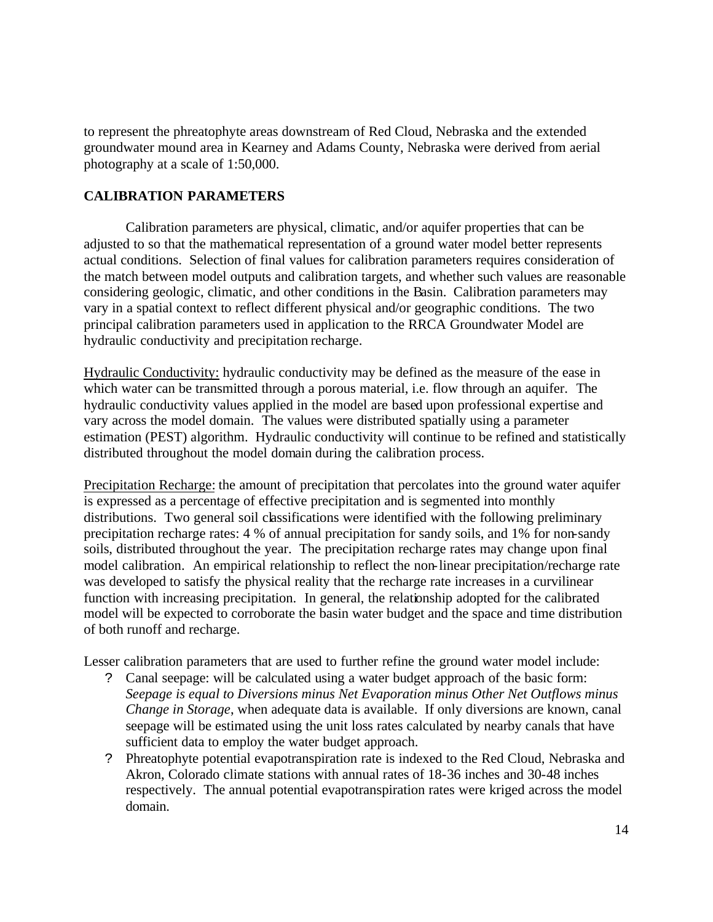to represent the phreatophyte areas downstream of Red Cloud, Nebraska and the extended groundwater mound area in Kearney and Adams County, Nebraska were derived from aerial photography at a scale of 1:50,000.

## CALIBRATION PARAMETERS

Calibration parameters are physical, climatic, and/or aquifer properties that can be adjusted to so that the mathematical representation of a ground water model better represents actual conditions. Selection of final values for calibration parameters requires consideration of the match between model outputs and calibration targets, and whether such values are reasonable considering geologic, climatic, and other conditions in the Basin. Calibration parameters may vary in a spatial context to reflect different physical and/or geographic conditions. The two principal calibration parameters used in application to the RRCA Groundwater Model are hydraulic conductivity and precipitation recharge.

<u>Hydraulic Conductivity:</u> hydraulic conductivity may be defined as the measure of the ease in which water can be transmitted through a porous material, i.e. flow through an aquifer. The hydraulic conductivity values applied in the model are based upon professional expertise and vary across the model domain. The values were distributed spatially using a parameter estimation (PEST) algorithm. Hydraulic conductivity will continue to be refined and statistically distributed throughout the model domain during the calibration process.

<u>Precipitation Recharge:</u> the amount of precipitation that percolates into the ground water aquifer is expressed as a percentage of effective precipitation and is segmented into monthly distributions. Two general soil classifications were identified with the following preliminary precipitation recharge rates: 4 % of annual precipitation for sandy soils, and 1% for non-sandy soils, distributed throughout the year. The precipitation recharge rates may change upon final model calibration. An empirical relationship to reflect the non-linear precipitation/recharge rate was developed to satisfy the physical reality that the recharge rate increases in a curvilinear function with increasing precipitation. In general, the relationship adopted for the calibrated model will be expected to corroborate the basin water budget and the space and time distribution of both runoff and recharge.

Lesser calibration parameters that are used to further refine the ground water model include:

- Canal seepage: will be calculated using a water budget approach of the basic form: *Seepage is equal to Diversions minus Net Evaporation minus Other Net Outflows minus Change in Storage*, when adequate data is available. If only diversions are known, canal seepage will be estimated using the unit loss rates calculated by nearby canals that have sufficient data to employ the water budget approach.
- Phreatophyte potential evapotranspiration rate is indexed to the Red Cloud, Nebraska and Akron, Colorado climate stations with annual rates of 18-36 inches and 30-48 inches respectively. The annual potential evapotranspiration rates were kriged across the model domain.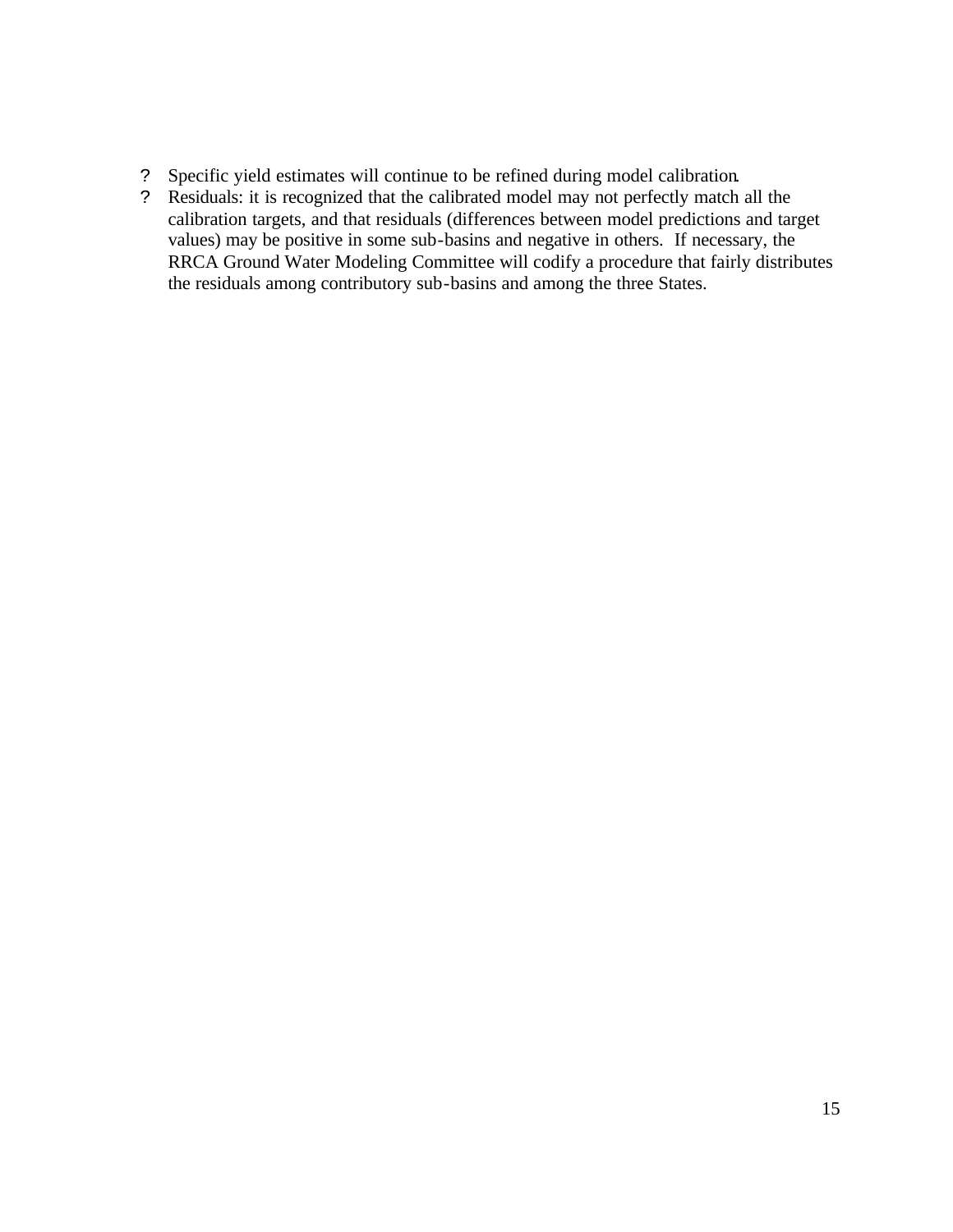- Specific yield estimates will continue to be refined during model calibration.
- Residuals: it is recognized that the calibrated model may not perfectly match all the calibration targets, and that residuals (differences between model predictions and target values) may be positive in some sub-basins and negative in others. If necessary, the RRCA Ground Water Modeling Committee will codify a procedure that fairly distributes the residuals among contributory sub-basins and among the three States.